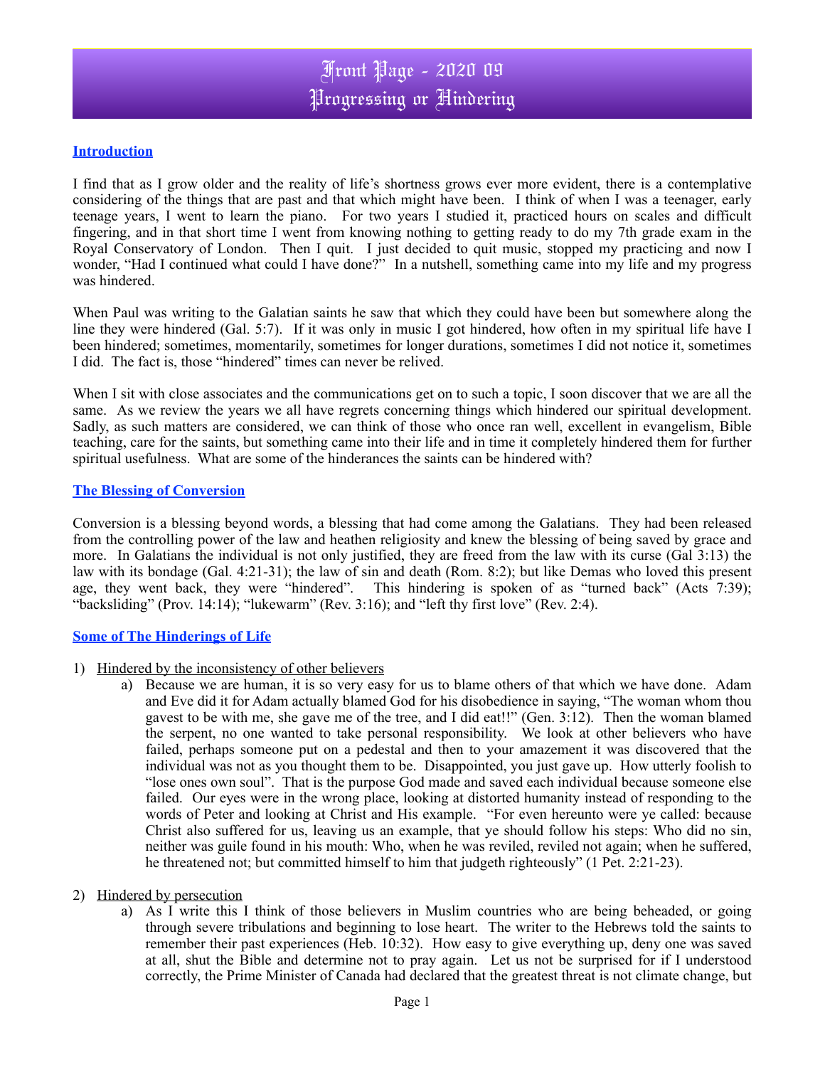# Front Page - 2020 09
# Progressing or Hindering

## Introduction

I find that as I grow older and the reality of life's shortness grows ever more evident, there is a contemplative considering of the things that are past and that which might have been. I think of when I was a teenager, early teenage years, I went to learn the piano. For two years I studied it, practiced hours on scales and difficult fingering, and in that short time I went from knowing nothing to getting ready to do my 7th grade exam in the Royal Conservatory of London. Then I quit. I just decided to quit music, stopped my practicing and now I wonder, "Had I continued what could I have done?" In a nutshell, something came into my life and my progress was hindered.

When Paul was writing to the Galatian saints he saw that which they could have been but somewhere along the line they were hindered (Gal. 5:7). If it was only in music I got hindered, how often in my spiritual life have I been hindered; sometimes, momentarily, sometimes for longer durations, sometimes I did not notice it, sometimes I did. The fact is, those "hindered" times can never be relived.

When I sit with close associates and the communications get on to such a topic, I soon discover that we are all the same. As we review the years we all have regrets concerning things which hindered our spiritual development. Sadly, as such matters are considered, we can think of those who once ran well, excellent in evangelism, Bible teaching, care for the saints, but something came into their life and in time it completely hindered them for further spiritual usefulness. What are some of the hinderances the saints can be hindered with?

## The Blessing of Conversion

Conversion is a blessing beyond words, a blessing that had come among the Galatians. They had been released from the controlling power of the law and heathen religiosity and knew the blessing of being saved by grace and more. In Galatians the individual is not only justified, they are freed from the law with its curse (Gal 3:13) the law with its bondage (Gal. 4:21-31); the law of sin and death (Rom. 8:2); but like Demas who loved this present age, they went back, they were "hindered". This hindering is spoken of as "turned back" (Acts 7:39); "backsliding" (Prov. 14:14); "lukewarm" (Rev. 3:16); and "left thy first love" (Rev. 2:4).

## Some of The Hinderings of Life

1) Hindered by the inconsistency of other believers
   a) Because we are human, it is so very easy for us to blame others of that which we have done. Adam and Eve did it for Adam actually blamed God for his disobedience in saying, "The woman whom thou gavest to be with me, she gave me of the tree, and I did eat!!" (Gen. 3:12). Then the woman blamed the serpent, no one wanted to take personal responsibility. We look at other believers who have failed, perhaps someone put on a pedestal and then to your amazement it was discovered that the individual was not as you thought them to be. Disappointed, you just gave up. How utterly foolish to "lose ones own soul". That is the purpose God made and saved each individual because someone else failed. Our eyes were in the wrong place, looking at distorted humanity instead of responding to the words of Peter and looking at Christ and His example. "For even hereunto were ye called: because Christ also suffered for us, leaving us an example, that ye should follow his steps: Who did no sin, neither was guile found in his mouth: Who, when he was reviled, reviled not again; when he suffered, he threatened not; but committed himself to him that judgeth righteously" (1 Pet. 2:21-23).

2) Hindered by persecution
   a) As I write this I think of those believers in Muslim countries who are being beheaded, or going through severe tribulations and beginning to lose heart. The writer to the Hebrews told the saints to remember their past experiences (Heb. 10:32). How easy to give everything up, deny one was saved at all, shut the Bible and determine not to pray again. Let us not be surprised for if I understood correctly, the Prime Minister of Canada had declared that the greatest threat is not climate change, but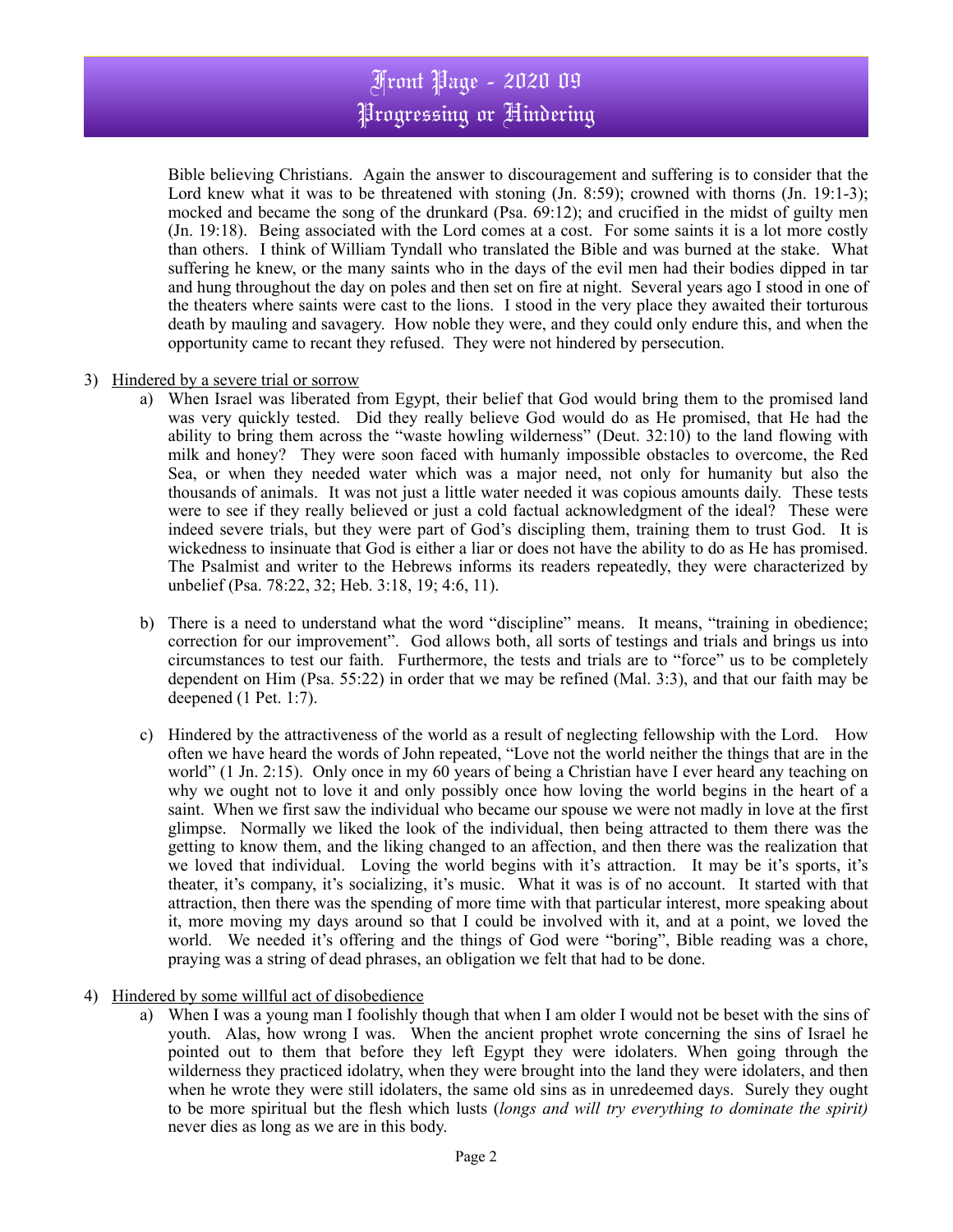Bible believing Christians. Again the answer to discouragement and suffering is to consider that the Lord knew what it was to be threatened with stoning (Jn. 8:59); crowned with thorns (Jn. 19:1-3); mocked and became the song of the drunkard (Psa. 69:12); and crucified in the midst of guilty men (Jn. 19:18). Being associated with the Lord comes at a cost. For some saints it is a lot more costly than others. I think of William Tyndall who translated the Bible and was burned at the stake. What suffering he knew, or the many saints who in the days of the evil men had their bodies dipped in tar and hung throughout the day on poles and then set on fire at night. Several years ago I stood in one of the theaters where saints were cast to the lions. I stood in the very place they awaited their torturous death by mauling and savagery. How noble they were, and they could only endure this, and when the opportunity came to recant they refused. They were not hindered by persecution.

3) Hindered by a severe trial or sorrow

   a) When Israel was liberated from Egypt, their belief that God would bring them to the promised land was very quickly tested. Did they really believe God would do as He promised, that He had the ability to bring them across the "waste howling wilderness" (Deut. 32:10) to the land flowing with milk and honey? They were soon faced with humanly impossible obstacles to overcome, the Red Sea, or when they needed water which was a major need, not only for humanity but also the thousands of animals. It was not just a little water needed it was copious amounts daily. These tests were to see if they really believed or just a cold factual acknowledgment of the ideal? These were indeed severe trials, but they were part of God's discipling them, training them to trust God. It is wickedness to insinuate that God is either a liar or does not have the ability to do as He has promised. The Psalmist and writer to the Hebrews informs its readers repeatedly, they were characterized by unbelief (Psa. 78:22, 32; Heb. 3:18, 19; 4:6, 11).

   b) There is a need to understand what the word "discipline" means. It means, "training in obedience; correction for our improvement". God allows both, all sorts of testings and trials and brings us into circumstances to test our faith. Furthermore, the tests and trials are to "force" us to be completely dependent on Him (Psa. 55:22) in order that we may be refined (Mal. 3:3), and that our faith may be deepened (1 Pet. 1:7).

   c) Hindered by the attractiveness of the world as a result of neglecting fellowship with the Lord. How often we have heard the words of John repeated, "Love not the world neither the things that are in the world" (1 Jn. 2:15). Only once in my 60 years of being a Christian have I ever heard any teaching on why we ought not to love it and only possibly once how loving the world begins in the heart of a saint. When we first saw the individual who became our spouse we were not madly in love at the first glimpse. Normally we liked the look of the individual, then being attracted to them there was the getting to know them, and the liking changed to an affection, and then there was the realization that we loved that individual. Loving the world begins with it's attraction. It may be it's sports, it's theater, it's company, it's socializing, it's music. What it was is of no account. It started with that attraction, then there was the spending of more time with that particular interest, more speaking about it, more moving my days around so that I could be involved with it, and at a point, we loved the world. We needed it's offering and the things of God were "boring", Bible reading was a chore, praying was a string of dead phrases, an obligation we felt that had to be done.

4) Hindered by some willful act of disobedience

   a) When I was a young man I foolishly though that when I am older I would not be beset with the sins of youth. Alas, how wrong I was. When the ancient prophet wrote concerning the sins of Israel he pointed out to them that before they left Egypt they were idolaters. When going through the wilderness they practiced idolatry, when they were brought into the land they were idolaters, and then when he wrote they were still idolaters, the same old sins as in unredeemed days. Surely they ought to be more spiritual but the flesh which lusts (*longs and will try everything to dominate the spirit)* never dies as long as we are in this body.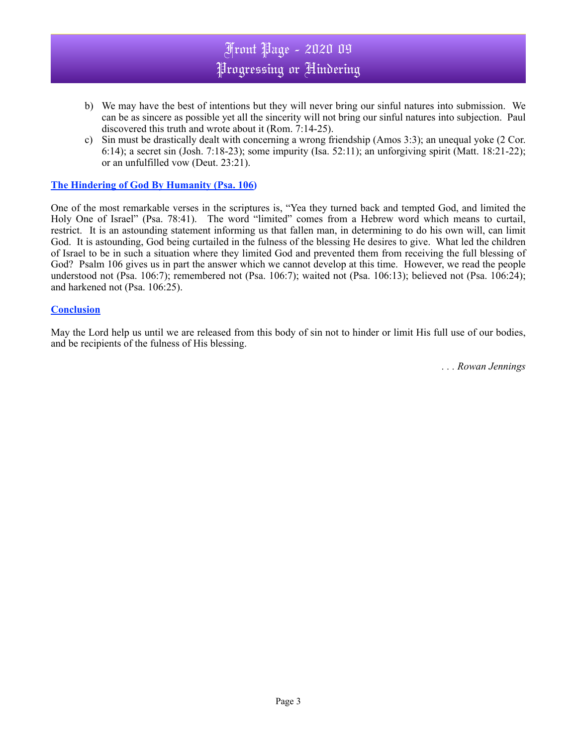b) We may have the best of intentions but they will never bring our sinful natures into submission. We can be as sincere as possible yet all the sincerity will not bring our sinful natures into subjection. Paul discovered this truth and wrote about it (Rom. 7:14-25).

c) Sin must be drastically dealt with concerning a wrong friendship (Amos 3:3); an unequal yoke (2 Cor. 6:14); a secret sin (Josh. 7:18-23); some impurity (Isa. 52:11); an unforgiving spirit (Matt. 18:21-22); or an unfulfilled vow (Deut. 23:21).

## The Hindering of God By Humanity (Psa. 106)

One of the most remarkable verses in the scriptures is, "Yea they turned back and tempted God, and limited the Holy One of Israel" (Psa. 78:41). The word "limited" comes from a Hebrew word which means to curtail, restrict. It is an astounding statement informing us that fallen man, in determining to do his own will, can limit God. It is astounding, God being curtailed in the fulness of the blessing He desires to give. What led the children of Israel to be in such a situation where they limited God and prevented them from receiving the full blessing of God? Psalm 106 gives us in part the answer which we cannot develop at this time. However, we read the people understood not (Psa. 106:7); remembered not (Psa. 106:7); waited not (Psa. 106:13); believed not (Psa. 106:24); and harkened not (Psa. 106:25).

## Conclusion

May the Lord help us until we are released from this body of sin not to hinder or limit His full use of our bodies, and be recipients of the fulness of His blessing.

*. . . Rowan Jennings*